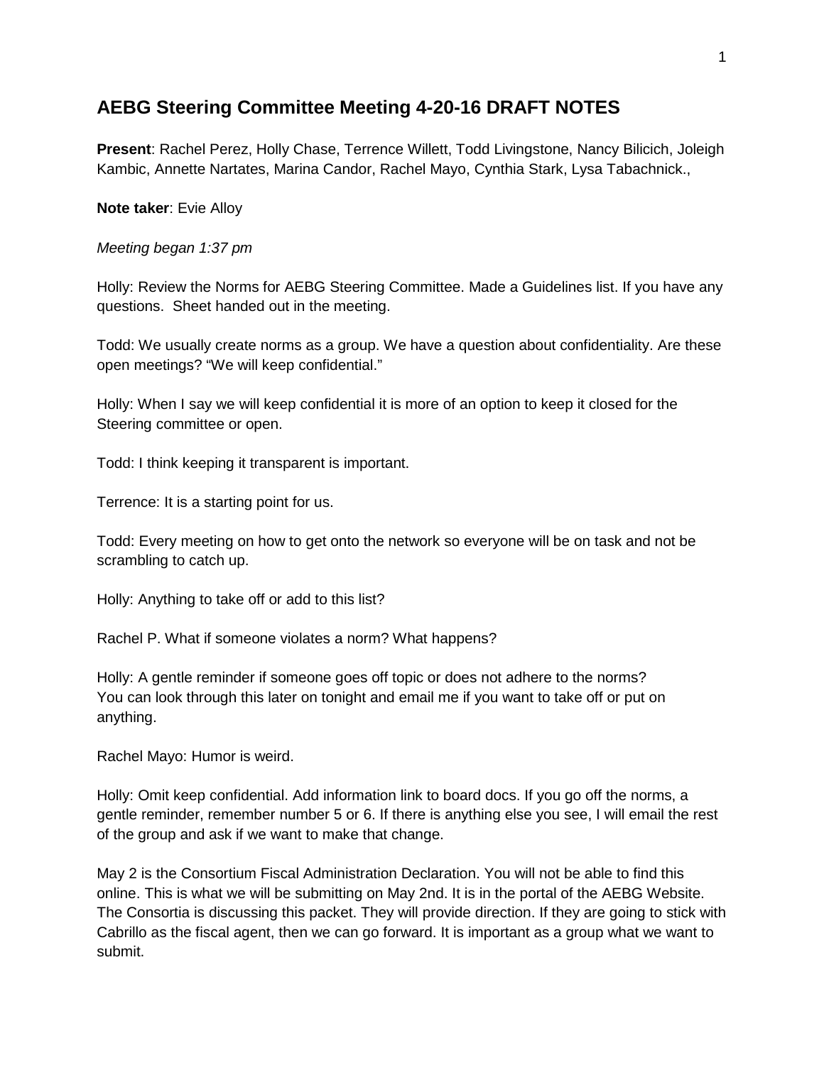## AEBG Steering Committee Meeting 4-20-16 DRAFT NOTES

**Present**: Rachel Perez, Holly Chase, Terrence Willett, Todd Livingstone, Nancy Bilicich, Joleigh Kambic, Annette Nartates, Marina Candor, Rachel Mayo, Cynthia Stark, Lysa Tabachnick.,

**Note taker**: Evie Alloy

*Meeting began 1:37 pm*

Holly: Review the Norms for AEBG Steering Committee. Made a Guidelines list. If you have any questions. Sheet handed out in the meeting.

Todd: We usually create norms as a group. We have a question about confidentiality. Are these open meetings? "We will keep confidential."

Holly: When I say we will keep confidential it is more of an option to keep it closed for the Steering committee or open.

Todd: I think keeping it transparent is important.

Terrence: It is a starting point for us.

Todd: Every meeting on how to get onto the network so everyone will be on task and not be scrambling to catch up.

Holly: Anything to take off or add to this list?

Rachel P. What if someone violates a norm? What happens?

Holly: A gentle reminder if someone goes off topic or does not adhere to the norms? You can look through this later on tonight and email me if you want to take off or put on anything.

Rachel Mayo: Humor is weird.

Holly: Omit keep confidential. Add information link to board docs. If you go off the norms, a gentle reminder, remember number 5 or 6. If there is anything else you see, I will email the rest of the group and ask if we want to make that change.

May 2 is the Consortium Fiscal Administration Declaration. You will not be able to find this online. This is what we will be submitting on May 2nd. It is in the portal of the AEBG Website. The Consortia is discussing this packet. They will provide direction. If they are going to stick with Cabrillo as the fiscal agent, then we can go forward. It is important as a group what we want to submit.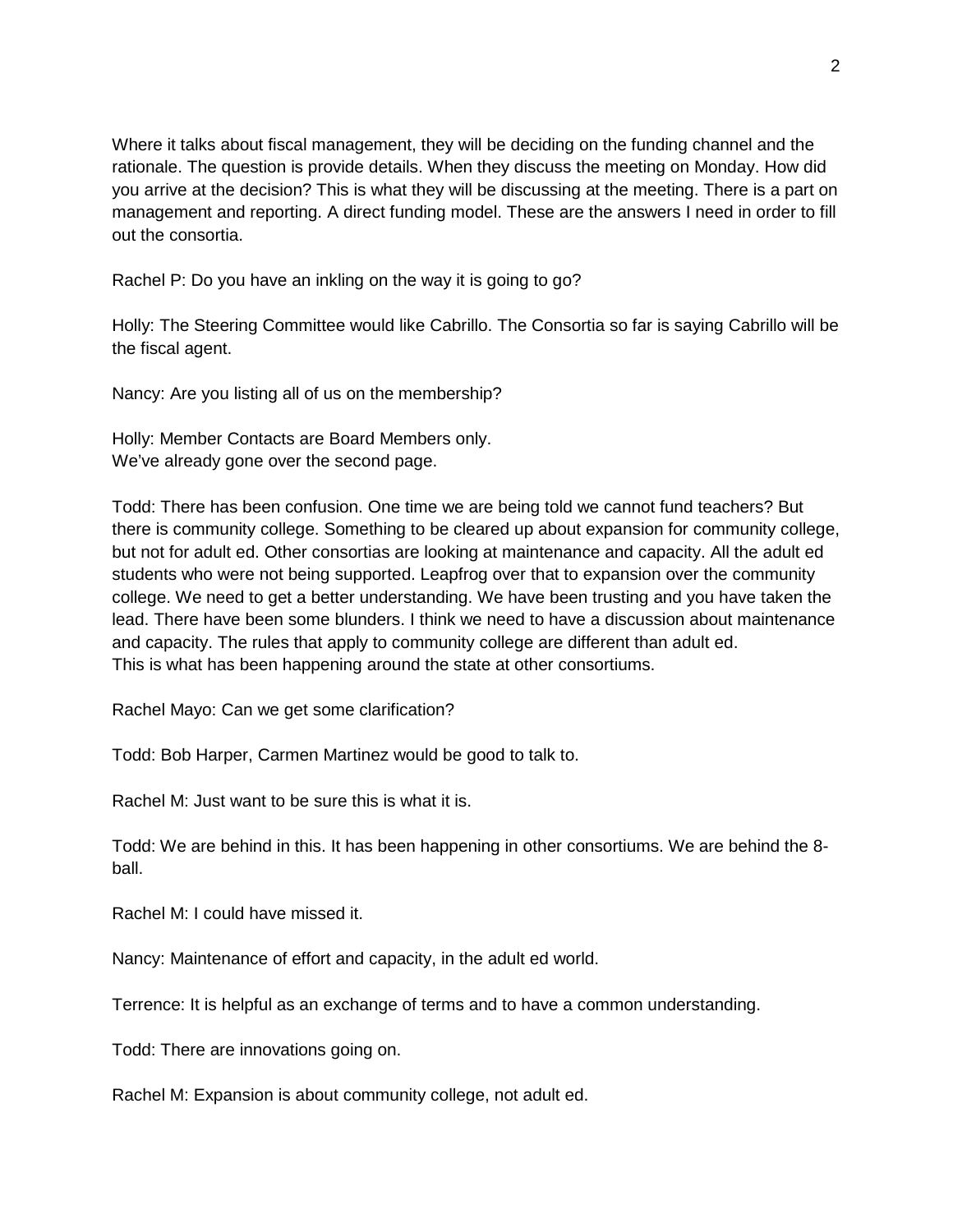Where it talks about fiscal management, they will be deciding on the funding channel and the rationale. The question is provide details. When they discuss the meeting on Monday. How did you arrive at the decision? This is what they will be discussing at the meeting. There is a part on management and reporting. A direct funding model. These are the answers I need in order to fill out the consortia.

Rachel P: Do you have an inkling on the way it is going to go?

Holly: The Steering Committee would like Cabrillo. The Consortia so far is saying Cabrillo will be the fiscal agent.

Nancy: Are you listing all of us on the membership?

Holly: Member Contacts are Board Members only.
We've already gone over the second page.

Todd: There has been confusion. One time we are being told we cannot fund teachers? But there is community college. Something to be cleared up about expansion for community college, but not for adult ed. Other consortias are looking at maintenance and capacity. All the adult ed students who were not being supported. Leapfrog over that to expansion over the community college. We need to get a better understanding. We have been trusting and you have taken the lead. There have been some blunders. I think we need to have a discussion about maintenance and capacity. The rules that apply to community college are different than adult ed.
This is what has been happening around the state at other consortiums.

Rachel Mayo: Can we get some clarification?

Todd: Bob Harper, Carmen Martinez would be good to talk to.

Rachel M: Just want to be sure this is what it is.

Todd: We are behind in this. It has been happening in other consortiums. We are behind the 8-ball.

Rachel M: I could have missed it.

Nancy: Maintenance of effort and capacity, in the adult ed world.

Terrence: It is helpful as an exchange of terms and to have a common understanding.

Todd: There are innovations going on.

Rachel M: Expansion is about community college, not adult ed.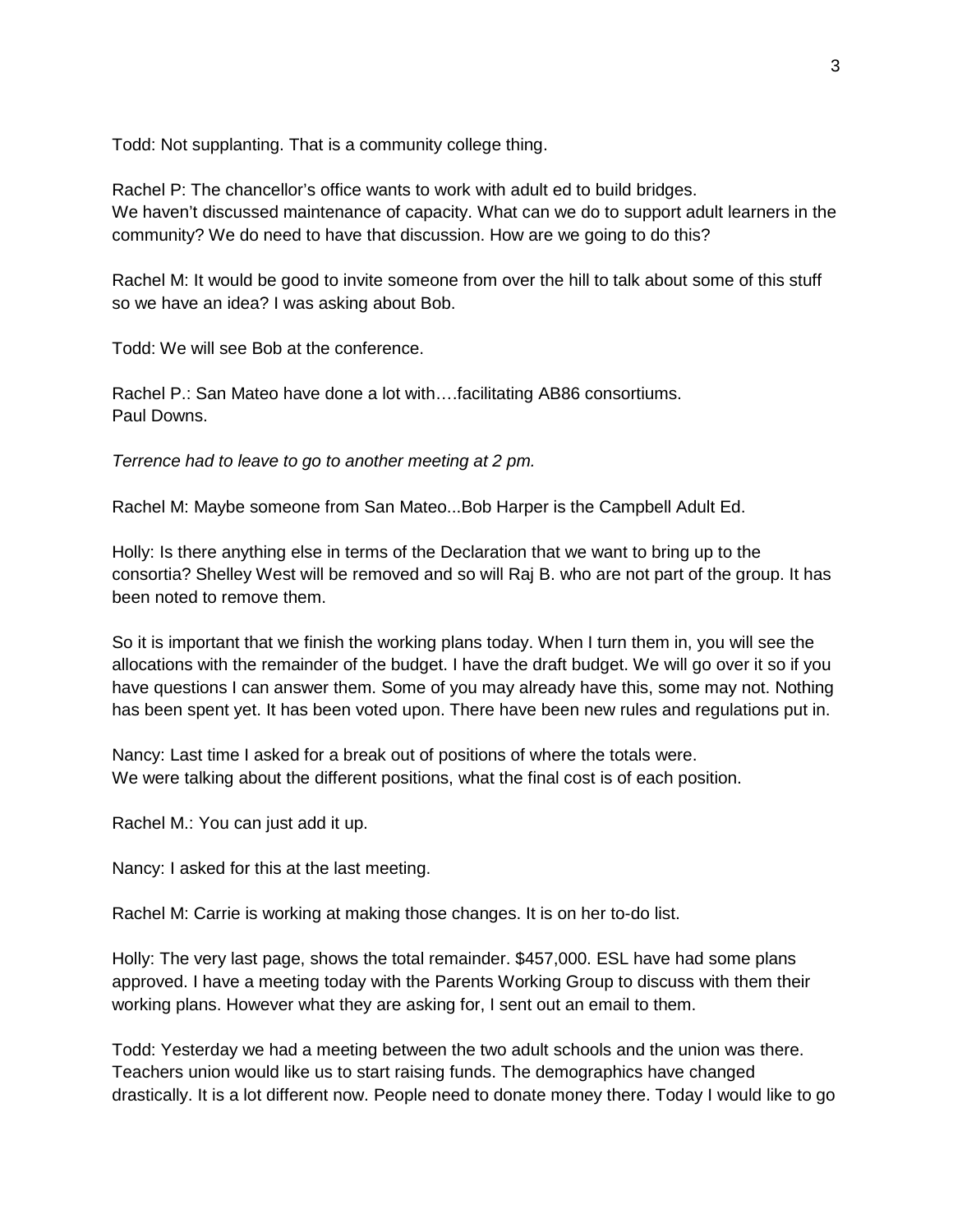Todd: Not supplanting. That is a community college thing.

Rachel P: The chancellor's office wants to work with adult ed to build bridges.
We haven't discussed maintenance of capacity. What can we do to support adult learners in the community? We do need to have that discussion. How are we going to do this?

Rachel M: It would be good to invite someone from over the hill to talk about some of this stuff so we have an idea? I was asking about Bob.

Todd: We will see Bob at the conference.

Rachel P.: San Mateo have done a lot with….facilitating AB86 consortiums.
Paul Downs.

*Terrence had to leave to go to another meeting at 2 pm.*

Rachel M: Maybe someone from San Mateo...Bob Harper is the Campbell Adult Ed.

Holly: Is there anything else in terms of the Declaration that we want to bring up to the consortia? Shelley West will be removed and so will Raj B. who are not part of the group. It has been noted to remove them.

So it is important that we finish the working plans today. When I turn them in, you will see the allocations with the remainder of the budget. I have the draft budget. We will go over it so if you have questions I can answer them. Some of you may already have this, some may not. Nothing has been spent yet. It has been voted upon. There have been new rules and regulations put in.

Nancy: Last time I asked for a break out of positions of where the totals were.
We were talking about the different positions, what the final cost is of each position.

Rachel M.: You can just add it up.

Nancy: I asked for this at the last meeting.

Rachel M: Carrie is working at making those changes. It is on her to-do list.

Holly: The very last page, shows the total remainder. $457,000. ESL have had some plans approved. I have a meeting today with the Parents Working Group to discuss with them their working plans. However what they are asking for, I sent out an email to them.

Todd: Yesterday we had a meeting between the two adult schools and the union was there. Teachers union would like us to start raising funds. The demographics have changed drastically. It is a lot different now. People need to donate money there. Today I would like to go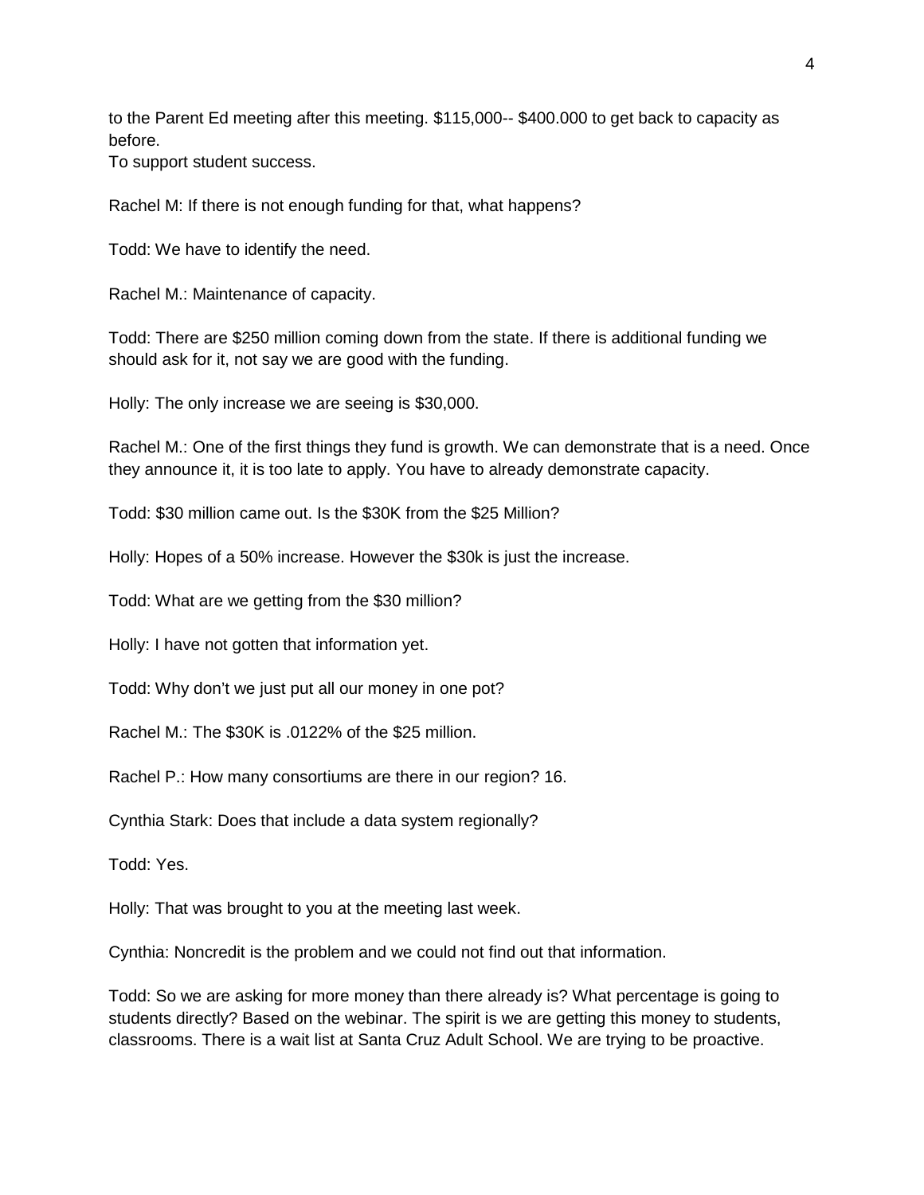to the Parent Ed meeting after this meeting. $115,000-- $400.000 to get back to capacity as before.
To support student success.

Rachel M: If there is not enough funding for that, what happens?

Todd: We have to identify the need.

Rachel M.: Maintenance of capacity.

Todd: There are $250 million coming down from the state. If there is additional funding we should ask for it, not say we are good with the funding.

Holly: The only increase we are seeing is $30,000.

Rachel M.: One of the first things they fund is growth. We can demonstrate that is a need. Once they announce it, it is too late to apply. You have to already demonstrate capacity.

Todd: $30 million came out. Is the $30K from the $25 Million?

Holly: Hopes of a 50% increase. However the $30k is just the increase.

Todd: What are we getting from the $30 million?

Holly: I have not gotten that information yet.

Todd: Why don't we just put all our money in one pot?

Rachel M.: The $30K is .0122% of the $25 million.

Rachel P.: How many consortiums are there in our region? 16.

Cynthia Stark: Does that include a data system regionally?

Todd: Yes.

Holly: That was brought to you at the meeting last week.

Cynthia: Noncredit is the problem and we could not find out that information.

Todd: So we are asking for more money than there already is? What percentage is going to students directly? Based on the webinar. The spirit is we are getting this money to students, classrooms. There is a wait list at Santa Cruz Adult School. We are trying to be proactive.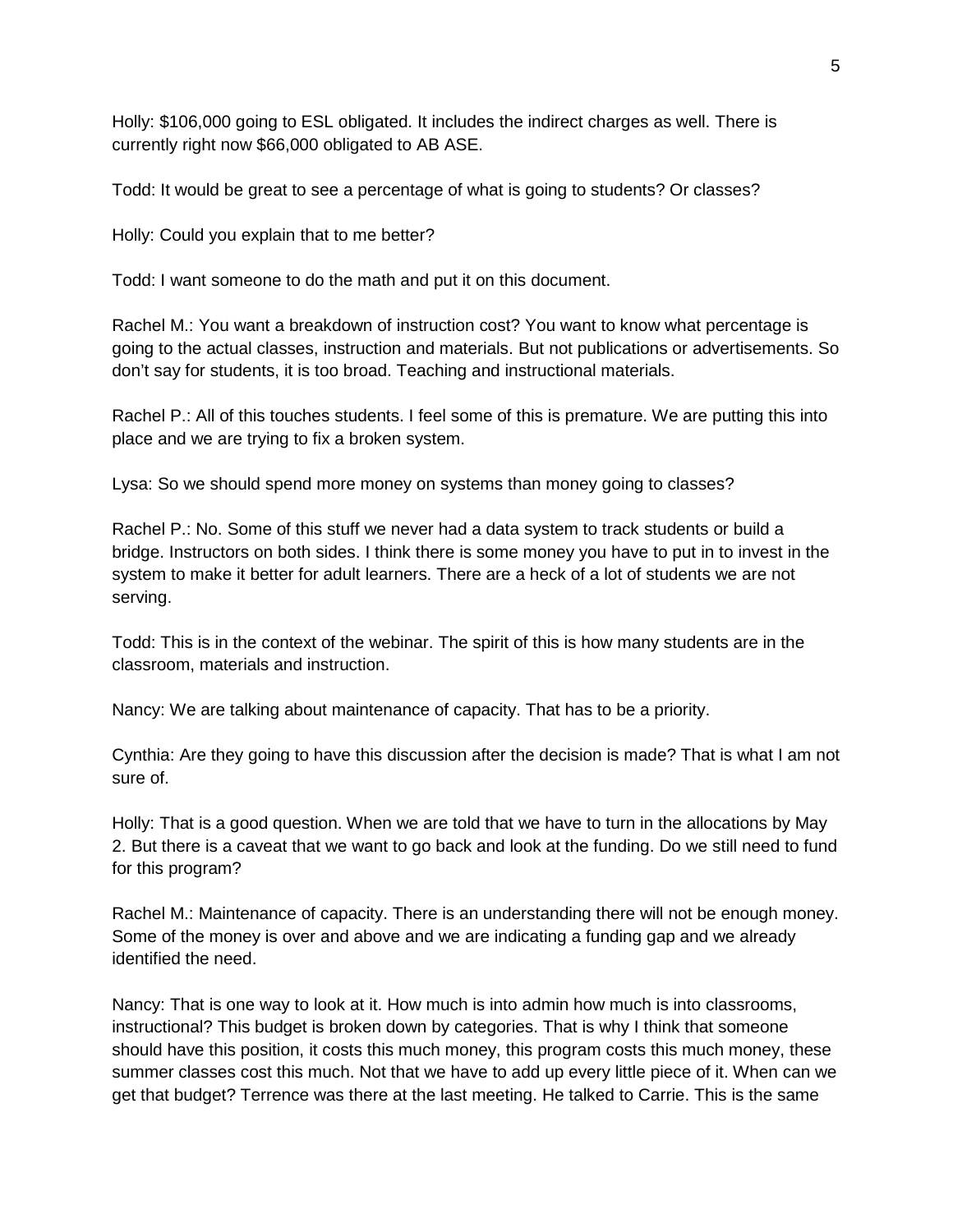Holly: $106,000 going to ESL obligated. It includes the indirect charges as well. There is currently right now $66,000 obligated to AB ASE.

Todd: It would be great to see a percentage of what is going to students? Or classes?

Holly: Could you explain that to me better?

Todd: I want someone to do the math and put it on this document.

Rachel M.: You want a breakdown of instruction cost? You want to know what percentage is going to the actual classes, instruction and materials. But not publications or advertisements. So don't say for students, it is too broad. Teaching and instructional materials.

Rachel P.: All of this touches students. I feel some of this is premature. We are putting this into place and we are trying to fix a broken system.

Lysa: So we should spend more money on systems than money going to classes?

Rachel P.: No. Some of this stuff we never had a data system to track students or build a bridge. Instructors on both sides. I think there is some money you have to put in to invest in the system to make it better for adult learners. There are a heck of a lot of students we are not serving.

Todd: This is in the context of the webinar. The spirit of this is how many students are in the classroom, materials and instruction.

Nancy: We are talking about maintenance of capacity. That has to be a priority.

Cynthia: Are they going to have this discussion after the decision is made? That is what I am not sure of.

Holly: That is a good question. When we are told that we have to turn in the allocations by May 2. But there is a caveat that we want to go back and look at the funding. Do we still need to fund for this program?

Rachel M.: Maintenance of capacity. There is an understanding there will not be enough money. Some of the money is over and above and we are indicating a funding gap and we already identified the need.

Nancy: That is one way to look at it. How much is into admin how much is into classrooms, instructional? This budget is broken down by categories. That is why I think that someone should have this position, it costs this much money, this program costs this much money, these summer classes cost this much. Not that we have to add up every little piece of it. When can we get that budget? Terrence was there at the last meeting. He talked to Carrie. This is the same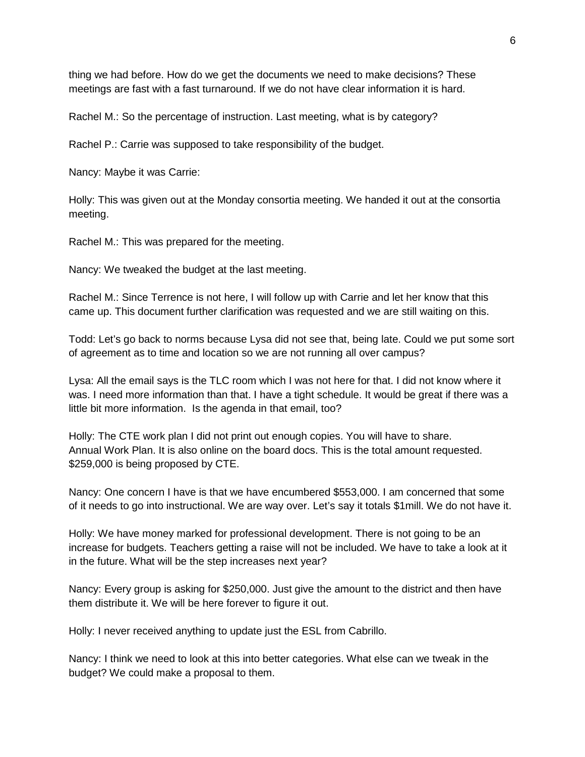thing we had before. How do we get the documents we need to make decisions? These meetings are fast with a fast turnaround. If we do not have clear information it is hard.

Rachel M.: So the percentage of instruction. Last meeting, what is by category?

Rachel P.: Carrie was supposed to take responsibility of the budget.

Nancy: Maybe it was Carrie:

Holly: This was given out at the Monday consortia meeting. We handed it out at the consortia meeting.

Rachel M.: This was prepared for the meeting.

Nancy: We tweaked the budget at the last meeting.

Rachel M.: Since Terrence is not here, I will follow up with Carrie and let her know that this came up. This document further clarification was requested and we are still waiting on this.

Todd: Let's go back to norms because Lysa did not see that, being late. Could we put some sort of agreement as to time and location so we are not running all over campus?

Lysa: All the email says is the TLC room which I was not here for that. I did not know where it was. I need more information than that. I have a tight schedule. It would be great if there was a little bit more information. Is the agenda in that email, too?

Holly: The CTE work plan I did not print out enough copies. You will have to share. Annual Work Plan. It is also online on the board docs. This is the total amount requested. $259,000 is being proposed by CTE.

Nancy: One concern I have is that we have encumbered $553,000. I am concerned that some of it needs to go into instructional. We are way over. Let's say it totals $1mill. We do not have it.

Holly: We have money marked for professional development. There is not going to be an increase for budgets. Teachers getting a raise will not be included. We have to take a look at it in the future. What will be the step increases next year?

Nancy: Every group is asking for $250,000. Just give the amount to the district and then have them distribute it. We will be here forever to figure it out.

Holly: I never received anything to update just the ESL from Cabrillo.

Nancy: I think we need to look at this into better categories. What else can we tweak in the budget? We could make a proposal to them.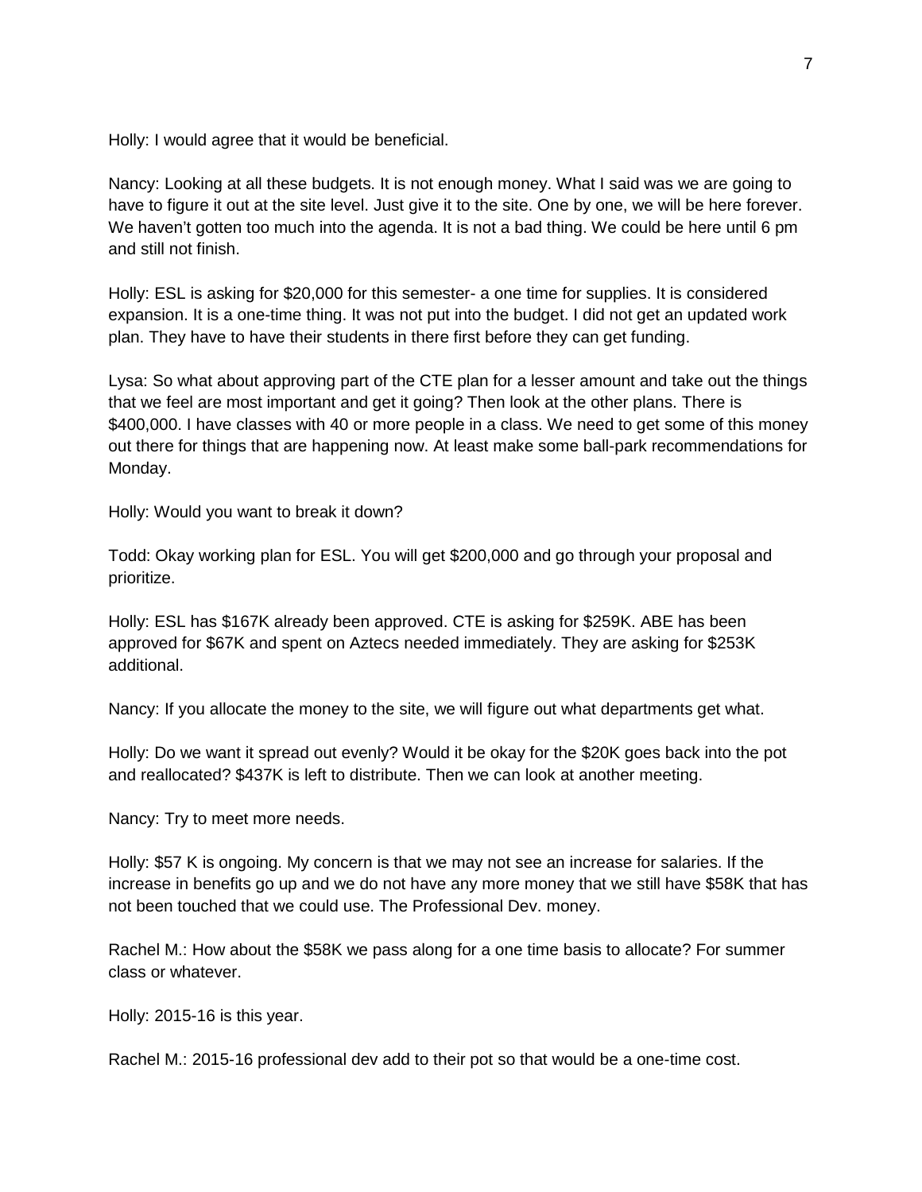Holly: I would agree that it would be beneficial.

Nancy: Looking at all these budgets. It is not enough money. What I said was we are going to have to figure it out at the site level. Just give it to the site. One by one, we will be here forever. We haven't gotten too much into the agenda. It is not a bad thing. We could be here until 6 pm and still not finish.

Holly: ESL is asking for $20,000 for this semester- a one time for supplies. It is considered expansion. It is a one-time thing. It was not put into the budget. I did not get an updated work plan. They have to have their students in there first before they can get funding.

Lysa: So what about approving part of the CTE plan for a lesser amount and take out the things that we feel are most important and get it going? Then look at the other plans. There is $400,000. I have classes with 40 or more people in a class. We need to get some of this money out there for things that are happening now. At least make some ball-park recommendations for Monday.

Holly: Would you want to break it down?

Todd: Okay working plan for ESL. You will get $200,000 and go through your proposal and prioritize.

Holly: ESL has $167K already been approved. CTE is asking for $259K. ABE has been approved for $67K and spent on Aztecs needed immediately. They are asking for $253K additional.

Nancy: If you allocate the money to the site, we will figure out what departments get what.

Holly: Do we want it spread out evenly? Would it be okay for the $20K goes back into the pot and reallocated? $437K is left to distribute. Then we can look at another meeting.

Nancy: Try to meet more needs.

Holly: $57 K is ongoing. My concern is that we may not see an increase for salaries. If the increase in benefits go up and we do not have any more money that we still have $58K that has not been touched that we could use. The Professional Dev. money.

Rachel M.: How about the $58K we pass along for a one time basis to allocate? For summer class or whatever.

Holly: 2015-16 is this year.

Rachel M.: 2015-16 professional dev add to their pot so that would be a one-time cost.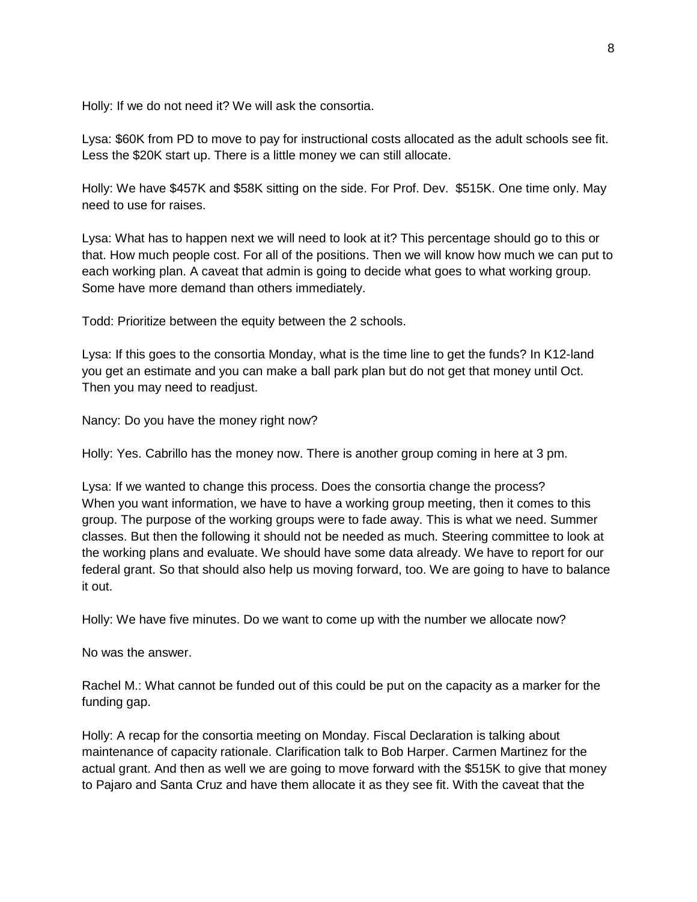Holly: If we do not need it? We will ask the consortia.

Lysa: $60K from PD to move to pay for instructional costs allocated as the adult schools see fit. Less the $20K start up. There is a little money we can still allocate.

Holly: We have $457K and $58K sitting on the side. For Prof. Dev.  $515K. One time only. May need to use for raises.

Lysa: What has to happen next we will need to look at it? This percentage should go to this or that. How much people cost. For all of the positions. Then we will know how much we can put to each working plan. A caveat that admin is going to decide what goes to what working group. Some have more demand than others immediately.

Todd: Prioritize between the equity between the 2 schools.

Lysa: If this goes to the consortia Monday, what is the time line to get the funds? In K12-land you get an estimate and you can make a ball park plan but do not get that money until Oct. Then you may need to readjust.

Nancy: Do you have the money right now?

Holly: Yes. Cabrillo has the money now. There is another group coming in here at 3 pm.

Lysa: If we wanted to change this process. Does the consortia change the process? When you want information, we have to have a working group meeting, then it comes to this group. The purpose of the working groups were to fade away. This is what we need. Summer classes. But then the following it should not be needed as much. Steering committee to look at the working plans and evaluate. We should have some data already. We have to report for our federal grant. So that should also help us moving forward, too. We are going to have to balance it out.

Holly: We have five minutes. Do we want to come up with the number we allocate now?

No was the answer.

Rachel M.: What cannot be funded out of this could be put on the capacity as a marker for the funding gap.

Holly: A recap for the consortia meeting on Monday. Fiscal Declaration is talking about maintenance of capacity rationale. Clarification talk to Bob Harper. Carmen Martinez for the actual grant. And then as well we are going to move forward with the $515K to give that money to Pajaro and Santa Cruz and have them allocate it as they see fit. With the caveat that the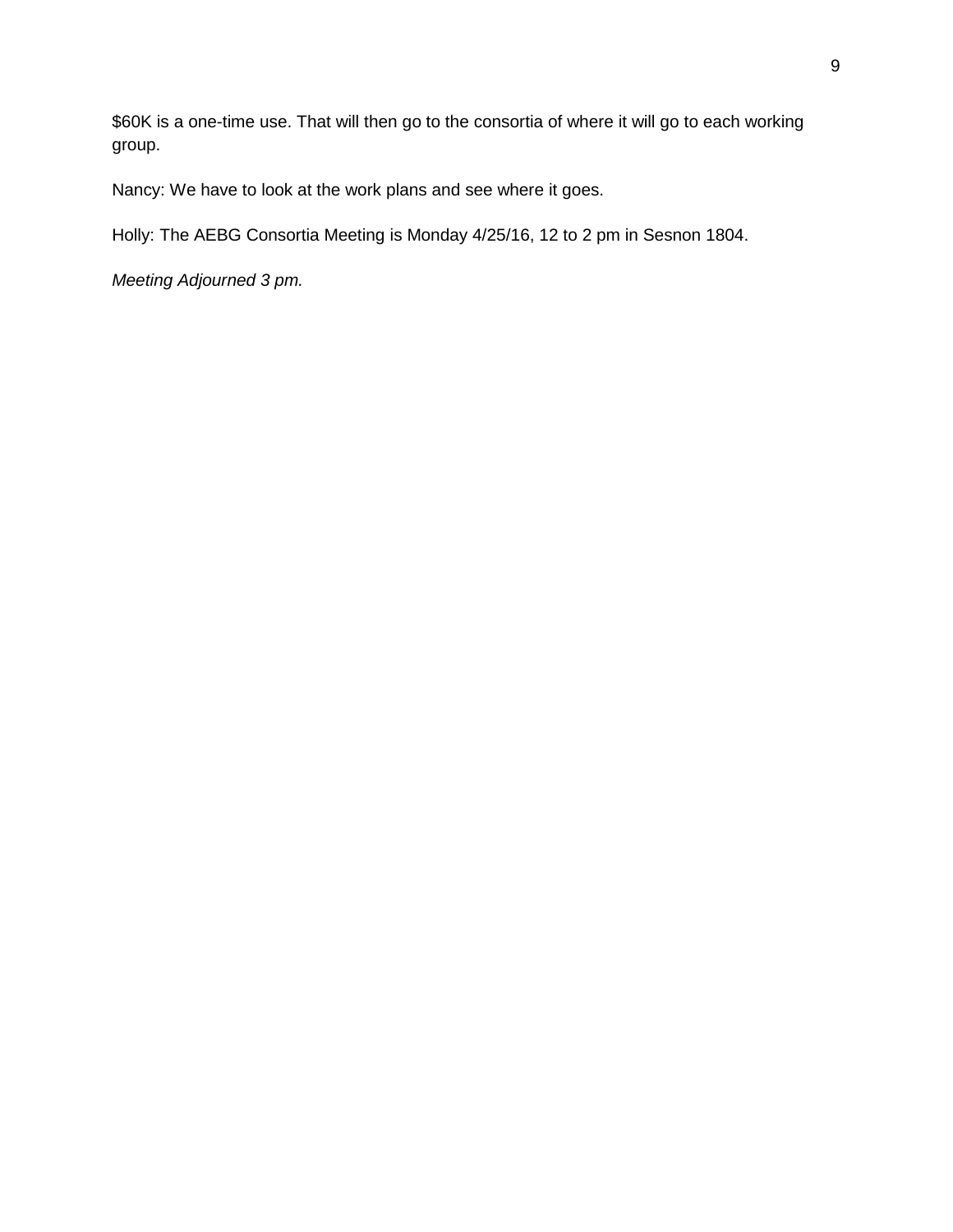$60K is a one-time use. That will then go to the consortia of where it will go to each working group.

Nancy: We have to look at the work plans and see where it goes.

Holly: The AEBG Consortia Meeting is Monday 4/25/16, 12 to 2 pm in Sesnon 1804.

*Meeting Adjourned 3 pm.*